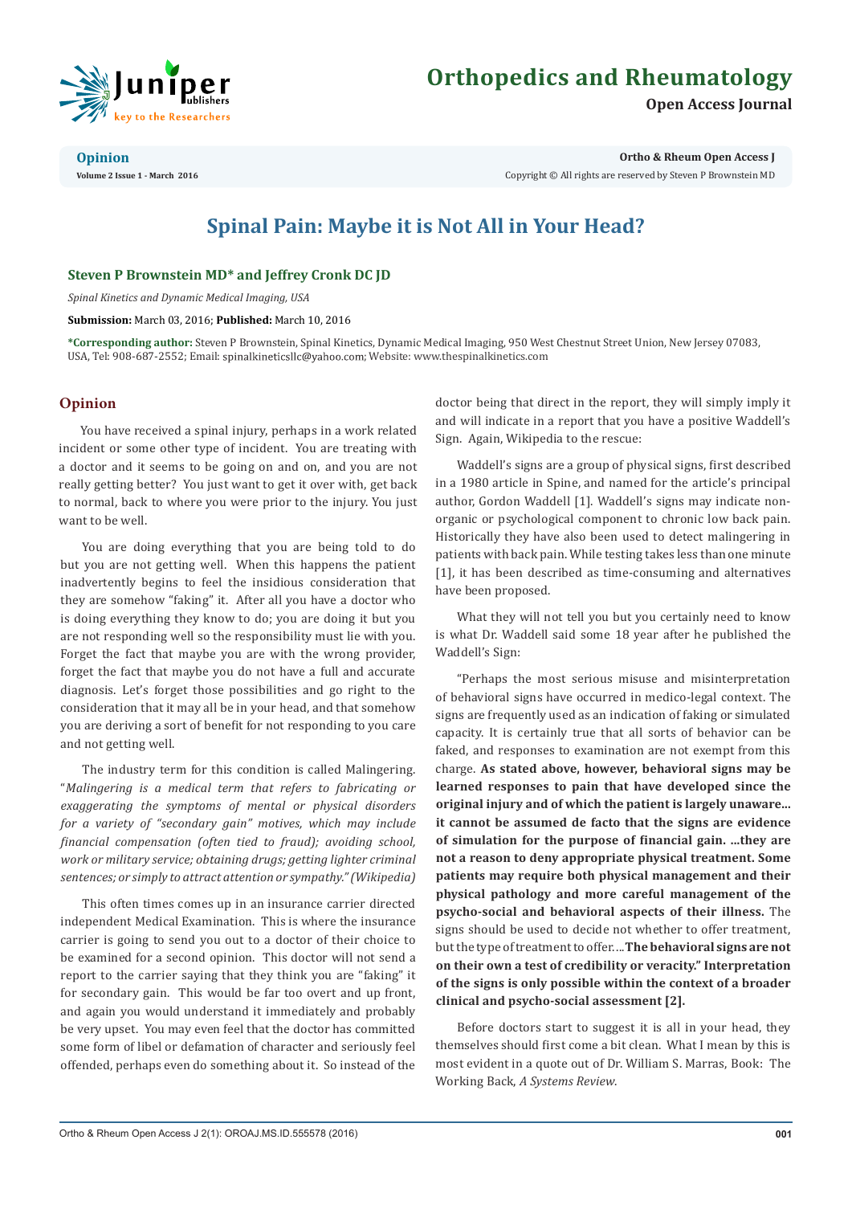# Spinal Pain: Maybe it is Not All in Your Head?

**Steven P Brownstein MD* and Jeffrey Cronk DC JD**

*Spinal Kinetics and Dynamic Medical Imaging, USA*

**Submission:** March 03, 2016; **Published:** March 10, 2016

***Corresponding author:** Steven P Brownstein, Spinal Kinetics, Dynamic Medical Imaging, 950 West Chestnut Street Union, New Jersey 07083, USA, Tel: 908-687-2552; Email: spinalkineticsllc@yahoo.com; Website: www.thespinalkinetics.com

## Opinion

You have received a spinal injury, perhaps in a work related incident or some other type of incident. You are treating with a doctor and it seems to be going on and on, and you are not really getting better? You just want to get it over with, get back to normal, back to where you were prior to the injury. You just want to be well.

You are doing everything that you are being told to do but you are not getting well. When this happens the patient inadvertently begins to feel the insidious consideration that they are somehow "faking" it. After all you have a doctor who is doing everything they know to do; you are doing it but you are not responding well so the responsibility must lie with you. Forget the fact that maybe you are with the wrong provider, forget the fact that maybe you do not have a full and accurate diagnosis. Let's forget those possibilities and go right to the consideration that it may all be in your head, and that somehow you are deriving a sort of benefit for not responding to you care and not getting well.

The industry term for this condition is called Malingering. "*Malingering is a medical term that refers to fabricating or exaggerating the symptoms of mental or physical disorders for a variety of "secondary gain" motives, which may include financial compensation (often tied to fraud); avoiding school, work or military service; obtaining drugs; getting lighter criminal sentences; or simply to attract attention or sympathy." (Wikipedia)*

This often times comes up in an insurance carrier directed independent Medical Examination. This is where the insurance carrier is going to send you out to a doctor of their choice to be examined for a second opinion. This doctor will not send a report to the carrier saying that they think you are "faking" it for secondary gain. This would be far too overt and up front, and again you would understand it immediately and probably be very upset. You may even feel that the doctor has committed some form of libel or defamation of character and seriously feel offended, perhaps even do something about it. So instead of the doctor being that direct in the report, they will simply imply it and will indicate in a report that you have a positive Waddell's Sign. Again, Wikipedia to the rescue:

Waddell's signs are a group of physical signs, first described in a 1980 article in Spine, and named for the article's principal author, Gordon Waddell [1]. Waddell's signs may indicate non-organic or psychological component to chronic low back pain. Historically they have also been used to detect malingering in patients with back pain. While testing takes less than one minute [1], it has been described as time-consuming and alternatives have been proposed.

What they will not tell you but you certainly need to know is what Dr. Waddell said some 18 year after he published the Waddell's Sign:

"Perhaps the most serious misuse and misinterpretation of behavioral signs have occurred in medico-legal context. The signs are frequently used as an indication of faking or simulated capacity. It is certainly true that all sorts of behavior can be faked, and responses to examination are not exempt from this charge. **As stated above, however, behavioral signs may be learned responses to pain that have developed since the original injury and of which the patient is largely unaware... it cannot be assumed de facto that the signs are evidence of simulation for the purpose of financial gain. ...they are not a reason to deny appropriate physical treatment. Some patients may require both physical management and their physical pathology and more careful management of the psycho-social and behavioral aspects of their illness.** The signs should be used to decide not whether to offer treatment, but the type of treatment to offer.... **The behavioral signs are not on their own a test of credibility or veracity." Interpretation of the signs is only possible within the context of a broader clinical and psycho-social assessment [2].**

Before doctors start to suggest it is all in your head, they themselves should first come a bit clean. What I mean by this is most evident in a quote out of Dr. William S. Marras, Book: The Working Back, *A Systems Review*.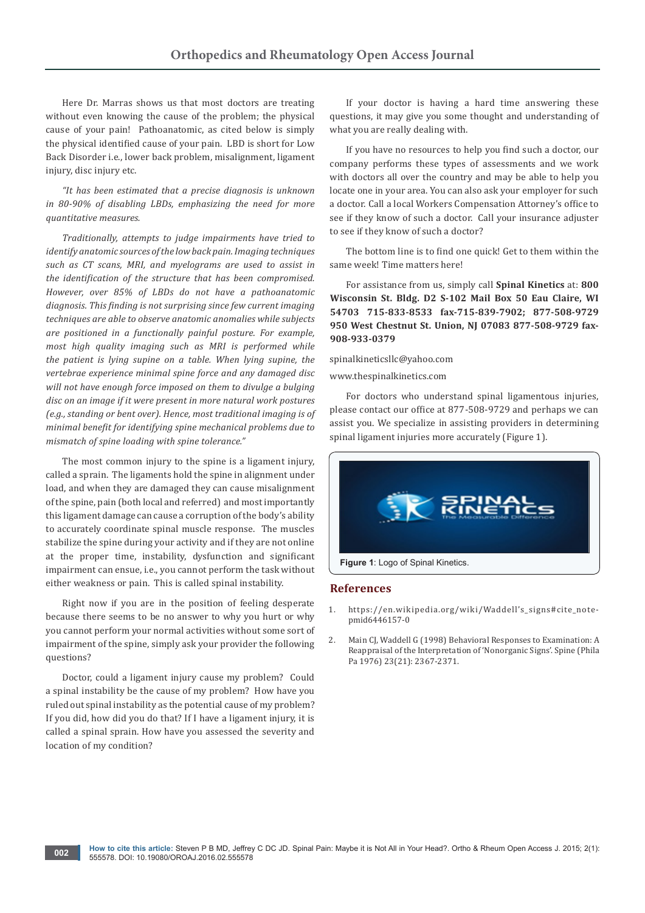Here Dr. Marras shows us that most doctors are treating without even knowing the cause of the problem; the physical cause of your pain! Pathoanatomic, as cited below is simply the physical identified cause of your pain. LBD is short for Low Back Disorder i.e., lower back problem, misalignment, ligament injury, disc injury etc.

*"It has been estimated that a precise diagnosis is unknown in 80-90% of disabling LBDs, emphasizing the need for more quantitative measures.*

*Traditionally, attempts to judge impairments have tried to identify anatomic sources of the low back pain. Imaging techniques such as CT scans, MRI, and myelograms are used to assist in the identification of the structure that has been compromised. However, over 85% of LBDs do not have a pathoanatomic diagnosis. This finding is not surprising since few current imaging techniques are able to observe anatomic anomalies while subjects are positioned in a functionally painful posture. For example, most high quality imaging such as MRI is performed while the patient is lying supine on a table. When lying supine, the vertebrae experience minimal spine force and any damaged disc will not have enough force imposed on them to divulge a bulging disc on an image if it were present in more natural work postures (e.g., standing or bent over). Hence, most traditional imaging is of minimal benefit for identifying spine mechanical problems due to mismatch of spine loading with spine tolerance."*

The most common injury to the spine is a ligament injury, called a sprain. The ligaments hold the spine in alignment under load, and when they are damaged they can cause misalignment of the spine, pain (both local and referred) and most importantly this ligament damage can cause a corruption of the body's ability to accurately coordinate spinal muscle response. The muscles stabilize the spine during your activity and if they are not online at the proper time, instability, dysfunction and significant impairment can ensue, i.e., you cannot perform the task without either weakness or pain. This is called spinal instability.

Right now if you are in the position of feeling desperate because there seems to be no answer to why you hurt or why you cannot perform your normal activities without some sort of impairment of the spine, simply ask your provider the following questions?

Doctor, could a ligament injury cause my problem? Could a spinal instability be the cause of my problem? How have you ruled out spinal instability as the potential cause of my problem? If you did, how did you do that? If I have a ligament injury, it is called a spinal sprain. How have you assessed the severity and location of my condition?

If your doctor is having a hard time answering these questions, it may give you some thought and understanding of what you are really dealing with.

If you have no resources to help you find such a doctor, our company performs these types of assessments and we work with doctors all over the country and may be able to help you locate one in your area. You can also ask your employer for such a doctor. Call a local Workers Compensation Attorney's office to see if they know of such a doctor. Call your insurance adjuster to see if they know of such a doctor?

The bottom line is to find one quick! Get to them within the same week! Time matters here!

For assistance from us, simply call **Spinal Kinetics** at: **800 Wisconsin St. Bldg. D2 S-102 Mail Box 50 Eau Claire, WI 54703 715-833-8533 fax-715-839-7902; 877-508-9729 950 West Chestnut St. Union, NJ 07083 877-508-9729 fax-908-933-0379**

spinalkineticsllc@yahoo.com

www.thespinalkinetics.com

For doctors who understand spinal ligamentous injuries, please contact our office at 877-508-9729 and perhaps we can assist you. We specialize in assisting providers in determining spinal ligament injuries more accurately (Figure 1).

**Figure 1**: Logo of Spinal Kinetics.

## References

1. https://en.wikipedia.org/wiki/Waddell's_signs#cite_note-pmid6446157-0
2. Main CJ, Waddell G (1998) Behavioral Responses to Examination: A Reappraisal of the Interpretation of 'Nonorganic Signs'. Spine (Phila Pa 1976) 23(21): 2367-2371.